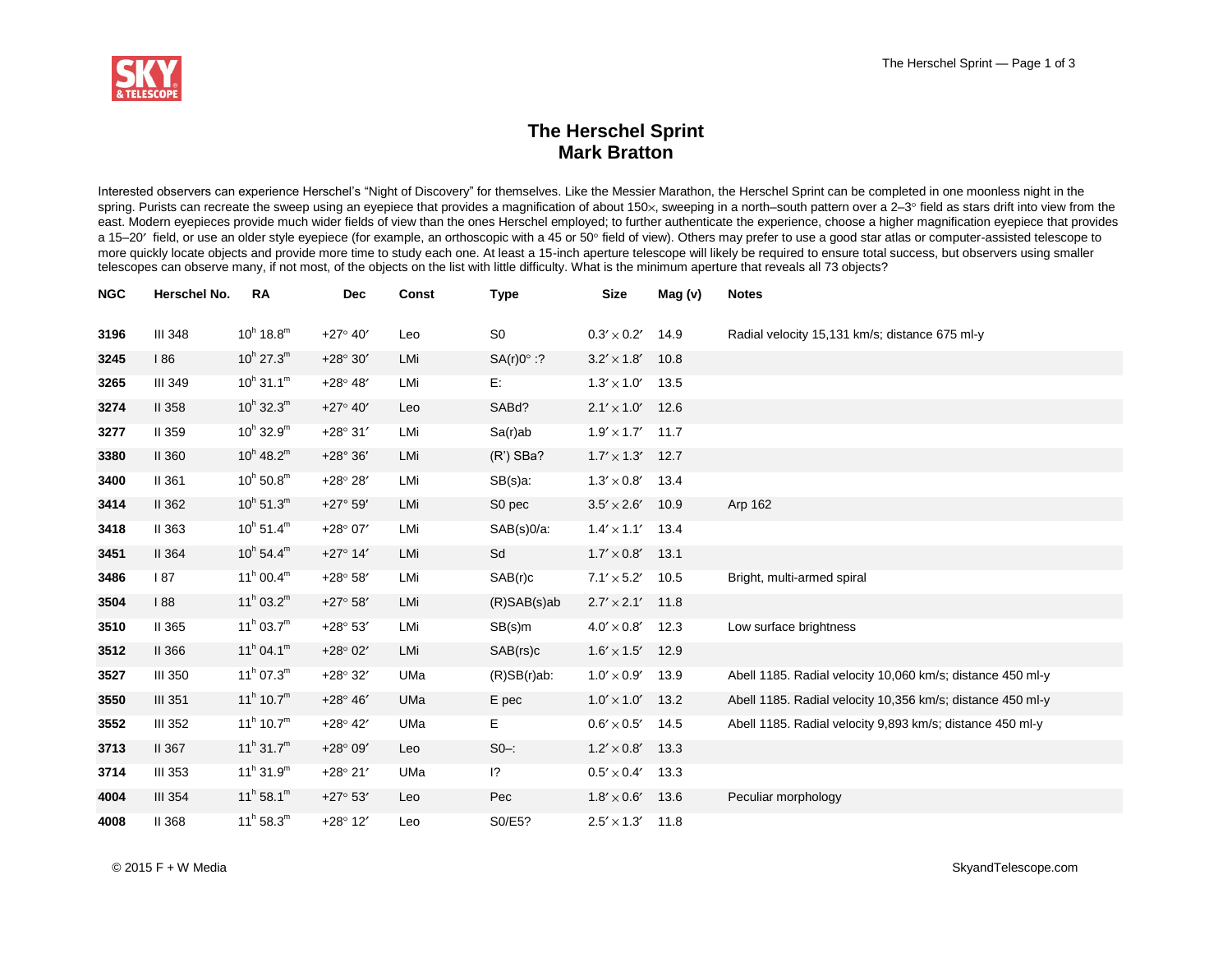# The Herschel Sprint
## Mark Bratton

Interested observers can experience Herschel's "Night of Discovery" for themselves. Like the Messier Marathon, the Herschel Sprint can be completed in one moonless night in the spring. Purists can recreate the sweep using an eyepiece that provides a magnification of about 150×, sweeping in a north–south pattern over a 2–3° field as stars drift into view from the east. Modern eyepieces provide much wider fields of view than the ones Herschel employed; to further authenticate the experience, choose a higher magnification eyepiece that provides a 15–20′ field, or use an older style eyepiece (for example, an orthoscopic with a 45 or 50° field of view). Others may prefer to use a good star atlas or computer-assisted telescope to more quickly locate objects and provide more time to study each one. At least a 15-inch aperture telescope will likely be required to ensure total success, but observers using smaller telescopes can observe many, if not most, of the objects on the list with little difficulty. What is the minimum aperture that reveals all 73 objects?

| NGC | Herschel No. | RA | Dec | Const | Type | Size | Mag (v) | Notes |
|---|---|---|---|---|---|---|---|---|
| 3196 | III 348 | $10^h$ $18.8^m$ | +27° 40′ | Leo | S0 | 0.3′ × 0.2′ | 14.9 | Radial velocity 15,131 km/s; distance 675 ml-y |
| 3245 | I 86 | $10^h$ $27.3^m$ | +28° 30′ | LMi | SA(r)0° :? | 3.2′ × 1.8′ | 10.8 | |
| 3265 | III 349 | $10^h$ $31.1^m$ | +28° 48′ | LMi | E: | 1.3′ × 1.0′ | 13.5 | |
| 3274 | II 358 | $10^h$ $32.3^m$ | +27° 40′ | Leo | SABd? | 2.1′ × 1.0′ | 12.6 | |
| 3277 | II 359 | $10^h$ $32.9^m$ | +28° 31′ | LMi | Sa(r)ab | 1.9′ × 1.7′ | 11.7 | |
| 3380 | II 360 | $10^h$ $48.2^m$ | +28° 36′ | LMi | (R') SBa? | 1.7′ × 1.3′ | 12.7 | |
| 3400 | II 361 | $10^h$ $50.8^m$ | +28° 28′ | LMi | SB(s)a: | 1.3′ × 0.8′ | 13.4 | |
| 3414 | II 362 | $10^h$ $51.3^m$ | +27° 59′ | LMi | S0 pec | 3.5′ × 2.6′ | 10.9 | Arp 162 |
| 3418 | II 363 | $10^h$ $51.4^m$ | +28° 07′ | LMi | SAB(s)0/a: | 1.4′ × 1.1′ | 13.4 | |
| 3451 | II 364 | $10^h$ $54.4^m$ | +27° 14′ | LMi | Sd | 1.7′ × 0.8′ | 13.1 | |
| 3486 | I 87 | $11^h$ $00.4^m$ | +28° 58′ | LMi | SAB(r)c | 7.1′ × 5.2′ | 10.5 | Bright, multi-armed spiral |
| 3504 | I 88 | $11^h$ $03.2^m$ | +27° 58′ | LMi | (R)SAB(s)ab | 2.7′ × 2.1′ | 11.8 | |
| 3510 | II 365 | $11^h$ $03.7^m$ | +28° 53′ | LMi | SB(s)m | 4.0′ × 0.8′ | 12.3 | Low surface brightness |
| 3512 | II 366 | $11^h$ $04.1^m$ | +28° 02′ | LMi | SAB(rs)c | 1.6′ × 1.5′ | 12.9 | |
| 3527 | III 350 | $11^h$ $07.3^m$ | +28° 32′ | UMa | (R)SB(r)ab: | 1.0′ × 0.9′ | 13.9 | Abell 1185. Radial velocity 10,060 km/s; distance 450 ml-y |
| 3550 | III 351 | $11^h$ $10.7^m$ | +28° 46′ | UMa | E pec | 1.0′ × 1.0′ | 13.2 | Abell 1185. Radial velocity 10,356 km/s; distance 450 ml-y |
| 3552 | III 352 | $11^h$ $10.7^m$ | +28° 42′ | UMa | E | 0.6′ × 0.5′ | 14.5 | Abell 1185. Radial velocity 9,893 km/s; distance 450 ml-y |
| 3713 | II 367 | $11^h$ $31.7^m$ | +28° 09′ | Leo | S0–: | 1.2′ × 0.8′ | 13.3 | |
| 3714 | III 353 | $11^h$ $31.9^m$ | +28° 21′ | UMa | I? | 0.5′ × 0.4′ | 13.3 | |
| 4004 | III 354 | $11^h$ $58.1^m$ | +27° 53′ | Leo | Pec | 1.8′ × 0.6′ | 13.6 | Peculiar morphology |
| 4008 | II 368 | $11^h$ $58.3^m$ | +28° 12′ | Leo | S0/E5? | 2.5′ × 1.3′ | 11.8 | |

© 2015 F + W Media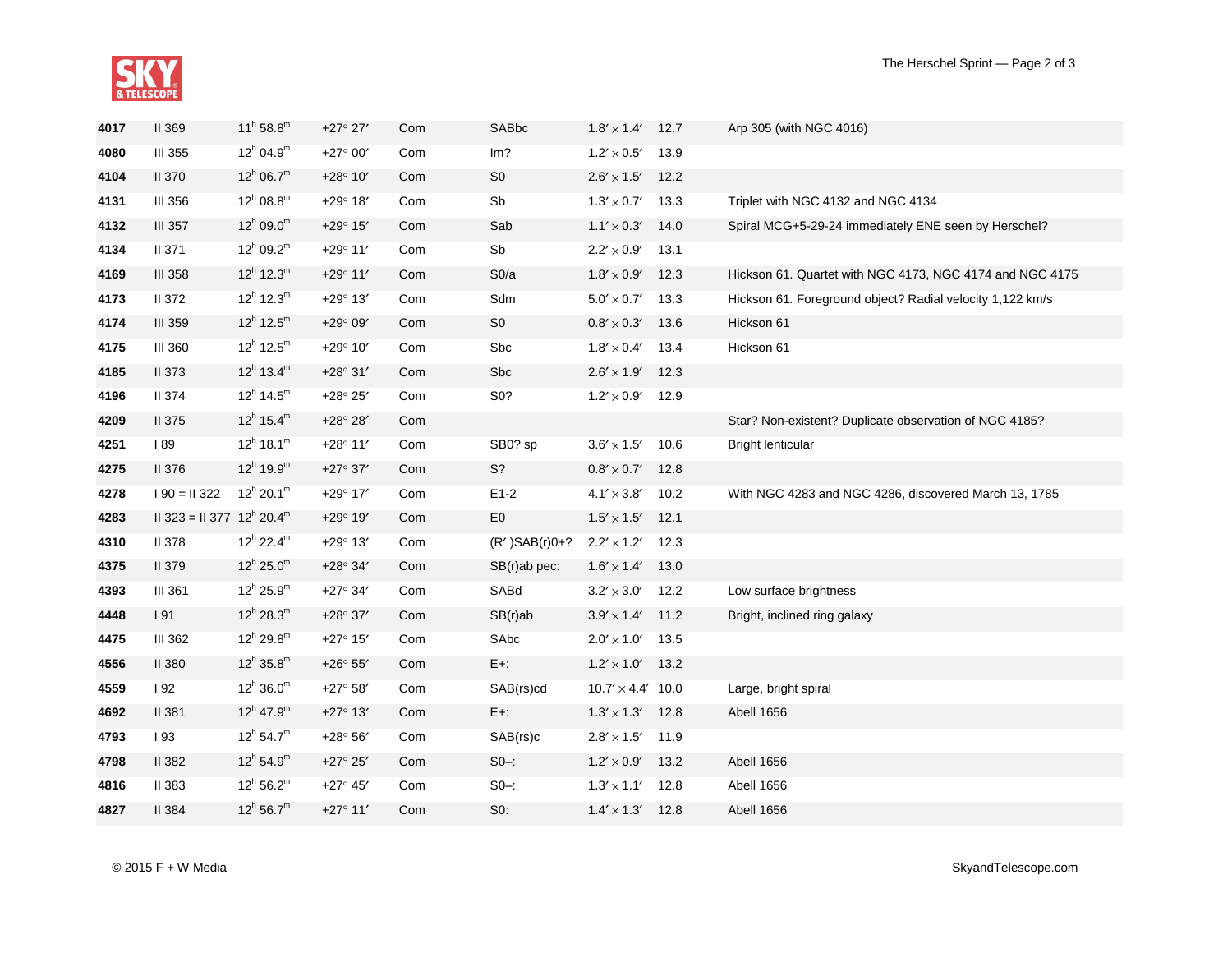| | | | | | | | | |
|---|---|---|---|---|---|---|---|---|
| **4017** | II 369 | $11^h$ 58.8$^m$ | +27° 27′ | Com | SABbc | 1.8′ × 1.4′ | 12.7 | Arp 305 (with NGC 4016) |
| **4080** | III 355 | $12^h$ 04.9$^m$ | +27° 00′ | Com | Im? | 1.2′ × 0.5′ | 13.9 | |
| **4104** | II 370 | $12^h$ 06.7$^m$ | +28° 10′ | Com | S0 | 2.6′ × 1.5′ | 12.2 | |
| **4131** | III 356 | $12^h$ 08.8$^m$ | +29° 18′ | Com | Sb | 1.3′ × 0.7′ | 13.3 | Triplet with NGC 4132 and NGC 4134 |
| **4132** | III 357 | $12^h$ 09.0$^m$ | +29° 15′ | Com | Sab | 1.1′ × 0.3′ | 14.0 | Spiral MCG+5-29-24 immediately ENE seen by Herschel? |
| **4134** | II 371 | $12^h$ 09.2$^m$ | +29° 11′ | Com | Sb | 2.2′ × 0.9′ | 13.1 | |
| **4169** | III 358 | $12^h$ 12.3$^m$ | +29° 11′ | Com | S0/a | 1.8′ × 0.9′ | 12.3 | Hickson 61. Quartet with NGC 4173, NGC 4174 and NGC 4175 |
| **4173** | II 372 | $12^h$ 12.3$^m$ | +29° 13′ | Com | Sdm | 5.0′ × 0.7′ | 13.3 | Hickson 61. Foreground object? Radial velocity 1,122 km/s |
| **4174** | III 359 | $12^h$ 12.5$^m$ | +29° 09′ | Com | S0 | 0.8′ × 0.3′ | 13.6 | Hickson 61 |
| **4175** | III 360 | $12^h$ 12.5$^m$ | +29° 10′ | Com | Sbc | 1.8′ × 0.4′ | 13.4 | Hickson 61 |
| **4185** | II 373 | $12^h$ 13.4$^m$ | +28° 31′ | Com | Sbc | 2.6′ × 1.9′ | 12.3 | |
| **4196** | II 374 | $12^h$ 14.5$^m$ | +28° 25′ | Com | S0? | 1.2′ × 0.9′ | 12.9 | |
| **4209** | II 375 | $12^h$ 15.4$^m$ | +28° 28′ | Com | | | | Star? Non-existent? Duplicate observation of NGC 4185? |
| **4251** | I 89 | $12^h$ 18.1$^m$ | +28° 11′ | Com | SB0? sp | 3.6′ × 1.5′ | 10.6 | Bright lenticular |
| **4275** | II 376 | $12^h$ 19.9$^m$ | +27° 37′ | Com | S? | 0.8′ × 0.7′ | 12.8 | |
| **4278** | I 90 = II 322 | $12^h$ 20.1$^m$ | +29° 17′ | Com | E1-2 | 4.1′ × 3.8′ | 10.2 | With NGC 4283 and NGC 4286, discovered March 13, 1785 |
| **4283** | II 323 = II 377 | $12^h$ 20.4$^m$ | +29° 19′ | Com | E0 | 1.5′ × 1.5′ | 12.1 | |
| **4310** | II 378 | $12^h$ 22.4$^m$ | +29° 13′ | Com | (R′ )SAB(r)0+? | 2.2′ × 1.2′ | 12.3 | |
| **4375** | II 379 | $12^h$ 25.0$^m$ | +28° 34′ | Com | SB(r)ab pec: | 1.6′ × 1.4′ | 13.0 | |
| **4393** | III 361 | $12^h$ 25.9$^m$ | +27° 34′ | Com | SABd | 3.2′ × 3.0′ | 12.2 | Low surface brightness |
| **4448** | I 91 | $12^h$ 28.3$^m$ | +28° 37′ | Com | SB(r)ab | 3.9′ × 1.4′ | 11.2 | Bright, inclined ring galaxy |
| **4475** | III 362 | $12^h$ 29.8$^m$ | +27° 15′ | Com | SAbc | 2.0′ × 1.0′ | 13.5 | |
| **4556** | II 380 | $12^h$ 35.8$^m$ | +26° 55′ | Com | E+: | 1.2′ × 1.0′ | 13.2 | |
| **4559** | I 92 | $12^h$ 36.0$^m$ | +27° 58′ | Com | SAB(rs)cd | 10.7′ × 4.4′ | 10.0 | Large, bright spiral |
| **4692** | II 381 | $12^h$ 47.9$^m$ | +27° 13′ | Com | E+: | 1.3′ × 1.3′ | 12.8 | Abell 1656 |
| **4793** | I 93 | $12^h$ 54.7$^m$ | +28° 56′ | Com | SAB(rs)c | 2.8′ × 1.5′ | 11.9 | |
| **4798** | II 382 | $12^h$ 54.9$^m$ | +27° 25′ | Com | S0–: | 1.2′ × 0.9′ | 13.2 | Abell 1656 |
| **4816** | II 383 | $12^h$ 56.2$^m$ | +27° 45′ | Com | S0–: | 1.3′ × 1.1′ | 12.8 | Abell 1656 |
| **4827** | II 384 | $12^h$ 56.7$^m$ | +27° 11′ | Com | S0: | 1.4′ × 1.3′ | 12.8 | Abell 1656 |

© 2015 F + W Media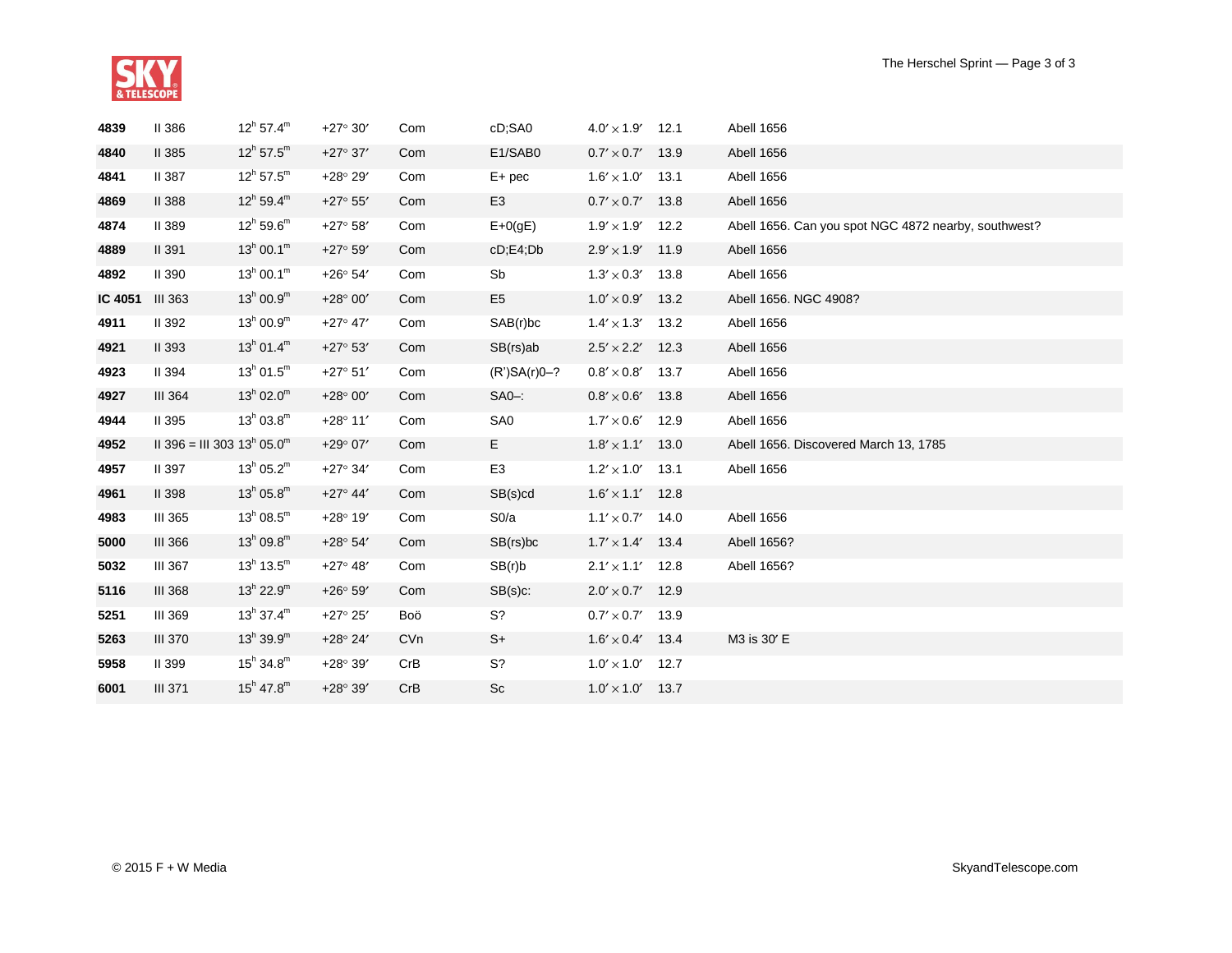| | | | | | | | | |
|---|---|---|---|---|---|---|---|---|
| **4839** | II 386 | $12^h$ 57.4$^m$ | +27° 30′ | Com | cD;SA0 | 4.0′ × 1.9′ | 12.1 | Abell 1656 |
| **4840** | II 385 | $12^h$ 57.5$^m$ | +27° 37′ | Com | E1/SAB0 | 0.7′ × 0.7′ | 13.9 | Abell 1656 |
| **4841** | II 387 | $12^h$ 57.5$^m$ | +28° 29′ | Com | E+ pec | 1.6′ × 1.0′ | 13.1 | Abell 1656 |
| **4869** | II 388 | $12^h$ 59.4$^m$ | +27° 55′ | Com | E3 | 0.7′ × 0.7′ | 13.8 | Abell 1656 |
| **4874** | II 389 | $12^h$ 59.6$^m$ | +27° 58′ | Com | E+0(gE) | 1.9′ × 1.9′ | 12.2 | Abell 1656. Can you spot NGC 4872 nearby, southwest? |
| **4889** | II 391 | $13^h$ 00.1$^m$ | +27° 59′ | Com | cD;E4;Db | 2.9′ × 1.9′ | 11.9 | Abell 1656 |
| **4892** | II 390 | $13^h$ 00.1$^m$ | +26° 54′ | Com | Sb | 1.3′ × 0.3′ | 13.8 | Abell 1656 |
| **IC 4051** | III 363 | $13^h$ 00.9$^m$ | +28° 00′ | Com | E5 | 1.0′ × 0.9′ | 13.2 | Abell 1656. NGC 4908? |
| **4911** | II 392 | $13^h$ 00.9$^m$ | +27° 47′ | Com | SAB(r)bc | 1.4′ × 1.3′ | 13.2 | Abell 1656 |
| **4921** | II 393 | $13^h$ 01.4$^m$ | +27° 53′ | Com | SB(rs)ab | 2.5′ × 2.2′ | 12.3 | Abell 1656 |
| **4923** | II 394 | $13^h$ 01.5$^m$ | +27° 51′ | Com | (R')SA(r)0–? | 0.8′ × 0.8′ | 13.7 | Abell 1656 |
| **4927** | III 364 | $13^h$ 02.0$^m$ | +28° 00′ | Com | SA0–: | 0.8′ × 0.6′ | 13.8 | Abell 1656 |
| **4944** | II 395 | $13^h$ 03.8$^m$ | +28° 11′ | Com | SA0 | 1.7′ × 0.6′ | 12.9 | Abell 1656 |
| **4952** | II 396 = III 303 | $13^h$ 05.0$^m$ | +29° 07′ | Com | E | 1.8′ × 1.1′ | 13.0 | Abell 1656. Discovered March 13, 1785 |
| **4957** | II 397 | $13^h$ 05.2$^m$ | +27° 34′ | Com | E3 | 1.2′ × 1.0′ | 13.1 | Abell 1656 |
| **4961** | II 398 | $13^h$ 05.8$^m$ | +27° 44′ | Com | SB(s)cd | 1.6′ × 1.1′ | 12.8 | |
| **4983** | III 365 | $13^h$ 08.5$^m$ | +28° 19′ | Com | S0/a | 1.1′ × 0.7′ | 14.0 | Abell 1656 |
| **5000** | III 366 | $13^h$ 09.8$^m$ | +28° 54′ | Com | SB(rs)bc | 1.7′ × 1.4′ | 13.4 | Abell 1656? |
| **5032** | III 367 | $13^h$ 13.5$^m$ | +27° 48′ | Com | SB(r)b | 2.1′ × 1.1′ | 12.8 | Abell 1656? |
| **5116** | III 368 | $13^h$ 22.9$^m$ | +26° 59′ | Com | SB(s)c: | 2.0′ × 0.7′ | 12.9 | |
| **5251** | III 369 | $13^h$ 37.4$^m$ | +27° 25′ | Boö | S? | 0.7′ × 0.7′ | 13.9 | |
| **5263** | III 370 | $13^h$ 39.9$^m$ | +28° 24′ | CVn | S+ | 1.6′ × 0.4′ | 13.4 | M3 is 30′ E |
| **5958** | II 399 | $15^h$ 34.8$^m$ | +28° 39′ | CrB | S? | 1.0′ × 1.0′ | 12.7 | |
| **6001** | III 371 | $15^h$ 47.8$^m$ | +28° 39′ | CrB | Sc | 1.0′ × 1.0′ | 13.7 | |

© 2015 F + W Media

SkyandTelescope.com